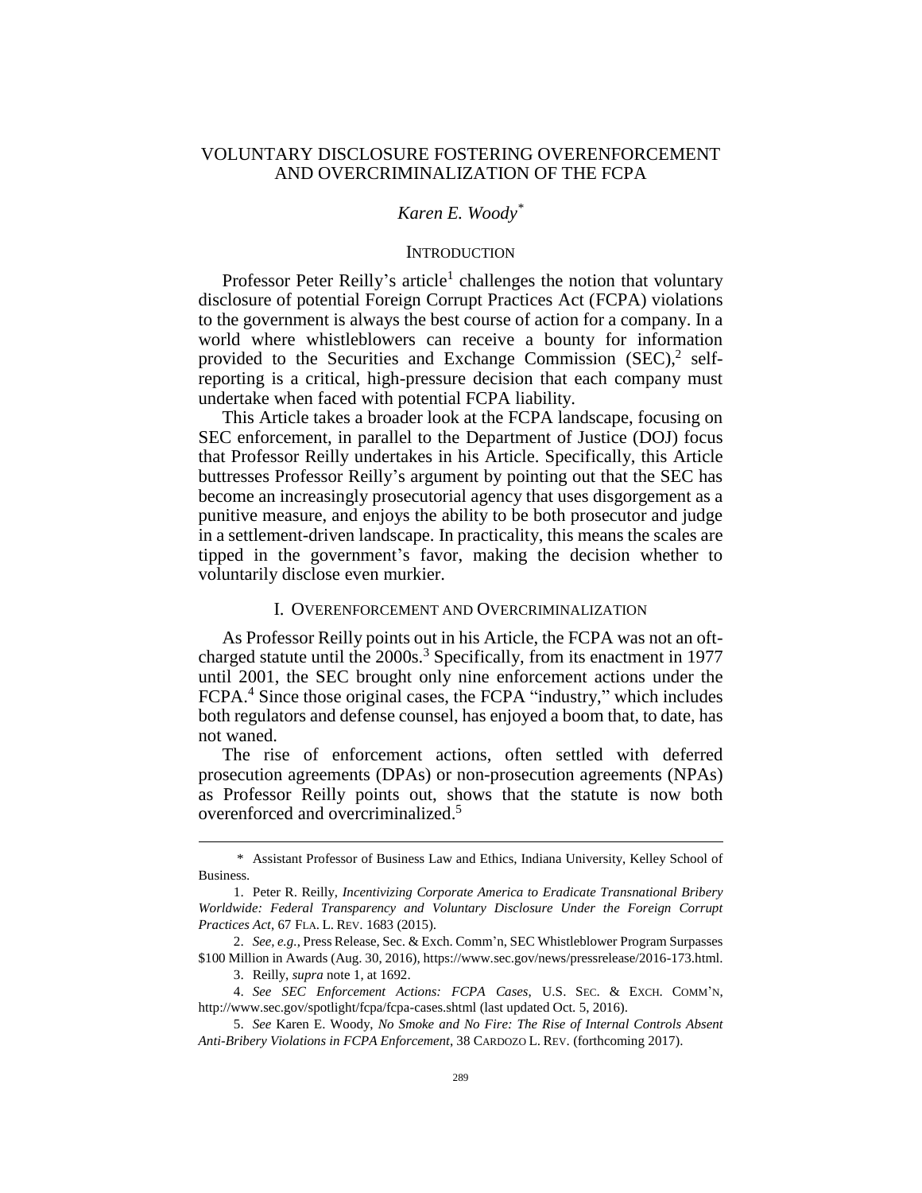# VOLUNTARY DISCLOSURE FOSTERING OVERENFORCEMENT AND OVERCRIMINALIZATION OF THE FCPA

*Karen E. Woody*[*]

## INTRODUCTION

Professor Peter Reilly's article[1] challenges the notion that voluntary disclosure of potential Foreign Corrupt Practices Act (FCPA) violations to the government is always the best course of action for a company. In a world where whistleblowers can receive a bounty for information provided to the Securities and Exchange Commission (SEC),[2] self-reporting is a critical, high-pressure decision that each company must undertake when faced with potential FCPA liability.

This Article takes a broader look at the FCPA landscape, focusing on SEC enforcement, in parallel to the Department of Justice (DOJ) focus that Professor Reilly undertakes in his Article. Specifically, this Article buttresses Professor Reilly's argument by pointing out that the SEC has become an increasingly prosecutorial agency that uses disgorgement as a punitive measure, and enjoys the ability to be both prosecutor and judge in a settlement-driven landscape. In practicality, this means the scales are tipped in the government's favor, making the decision whether to voluntarily disclose even murkier.

## I. OVERENFORCEMENT AND OVERCRIMINALIZATION

As Professor Reilly points out in his Article, the FCPA was not an oft-charged statute until the 2000s.[3] Specifically, from its enactment in 1977 until 2001, the SEC brought only nine enforcement actions under the FCPA.[4] Since those original cases, the FCPA "industry," which includes both regulators and defense counsel, has enjoyed a boom that, to date, has not waned.

The rise of enforcement actions, often settled with deferred prosecution agreements (DPAs) or non-prosecution agreements (NPAs) as Professor Reilly points out, shows that the statute is now both overenforced and overcriminalized.[5]

---

\* Assistant Professor of Business Law and Ethics, Indiana University, Kelley School of Business.

1. Peter R. Reilly, *Incentivizing Corporate America to Eradicate Transnational Bribery Worldwide: Federal Transparency and Voluntary Disclosure Under the Foreign Corrupt Practices Act*, 67 FLA. L. REV. 1683 (2015).

2. *See, e.g.*, Press Release, Sec. & Exch. Comm'n, SEC Whistleblower Program Surpasses $100 Million in Awards (Aug. 30, 2016), https://www.sec.gov/news/pressrelease/2016-173.html.

3. Reilly, *supra* note 1, at 1692.

4. *See SEC Enforcement Actions: FCPA Cases*, U.S. SEC. & EXCH. COMM'N, http://www.sec.gov/spotlight/fcpa/fcpa-cases.shtml (last updated Oct. 5, 2016).

5. *See* Karen E. Woody, *No Smoke and No Fire: The Rise of Internal Controls Absent Anti-Bribery Violations in FCPA Enforcement*, 38 CARDOZO L. REV. (forthcoming 2017).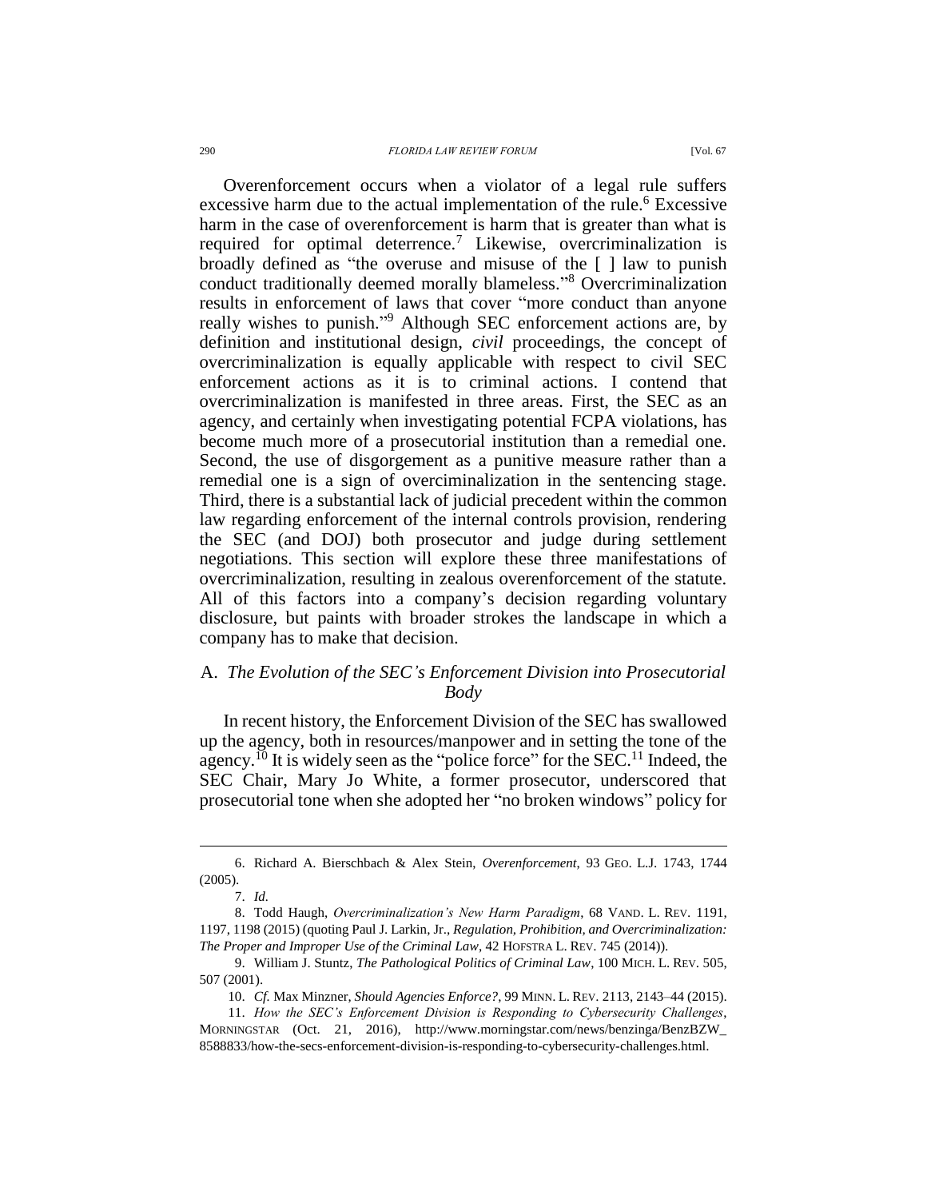Overenforcement occurs when a violator of a legal rule suffers excessive harm due to the actual implementation of the rule.[6] Excessive harm in the case of overenforcement is harm that is greater than what is required for optimal deterrence.[7] Likewise, overcriminalization is broadly defined as "the overuse and misuse of the [ ] law to punish conduct traditionally deemed morally blameless."[8] Overcriminalization results in enforcement of laws that cover "more conduct than anyone really wishes to punish."[9] Although SEC enforcement actions are, by definition and institutional design, *civil* proceedings, the concept of overcriminalization is equally applicable with respect to civil SEC enforcement actions as it is to criminal actions. I contend that overcriminalization is manifested in three areas. First, the SEC as an agency, and certainly when investigating potential FCPA violations, has become much more of a prosecutorial institution than a remedial one. Second, the use of disgorgement as a punitive measure rather than a remedial one is a sign of overcriminalization in the sentencing stage. Third, there is a substantial lack of judicial precedent within the common law regarding enforcement of the internal controls provision, rendering the SEC (and DOJ) both prosecutor and judge during settlement negotiations. This section will explore these three manifestations of overcriminalization, resulting in zealous overenforcement of the statute. All of this factors into a company's decision regarding voluntary disclosure, but paints with broader strokes the landscape in which a company has to make that decision.

### A. *The Evolution of the SEC's Enforcement Division into Prosecutorial Body*

In recent history, the Enforcement Division of the SEC has swallowed up the agency, both in resources/manpower and in setting the tone of the agency.[10] It is widely seen as the "police force" for the SEC.[11] Indeed, the SEC Chair, Mary Jo White, a former prosecutor, underscored that prosecutorial tone when she adopted her "no broken windows" policy for

---

6. Richard A. Bierschbach & Alex Stein, *Overenforcement*, 93 GEO. L.J. 1743, 1744 (2005).

7. *Id.*

8. Todd Haugh, *Overcriminalization's New Harm Paradigm*, 68 VAND. L. REV. 1191, 1197, 1198 (2015) (quoting Paul J. Larkin, Jr., *Regulation, Prohibition, and Overcriminalization: The Proper and Improper Use of the Criminal Law*, 42 HOFSTRA L. REV. 745 (2014)).

9. William J. Stuntz, *The Pathological Politics of Criminal Law*, 100 MICH. L. REV. 505, 507 (2001).

10. *Cf.* Max Minzner, *Should Agencies Enforce?*, 99 MINN. L. REV. 2113, 2143–44 (2015).

11. *How the SEC's Enforcement Division is Responding to Cybersecurity Challenges*, MORNINGSTAR (Oct. 21, 2016), http://www.morningstar.com/news/benzinga/BenzBZW_8588833/how-the-secs-enforcement-division-is-responding-to-cybersecurity-challenges.html.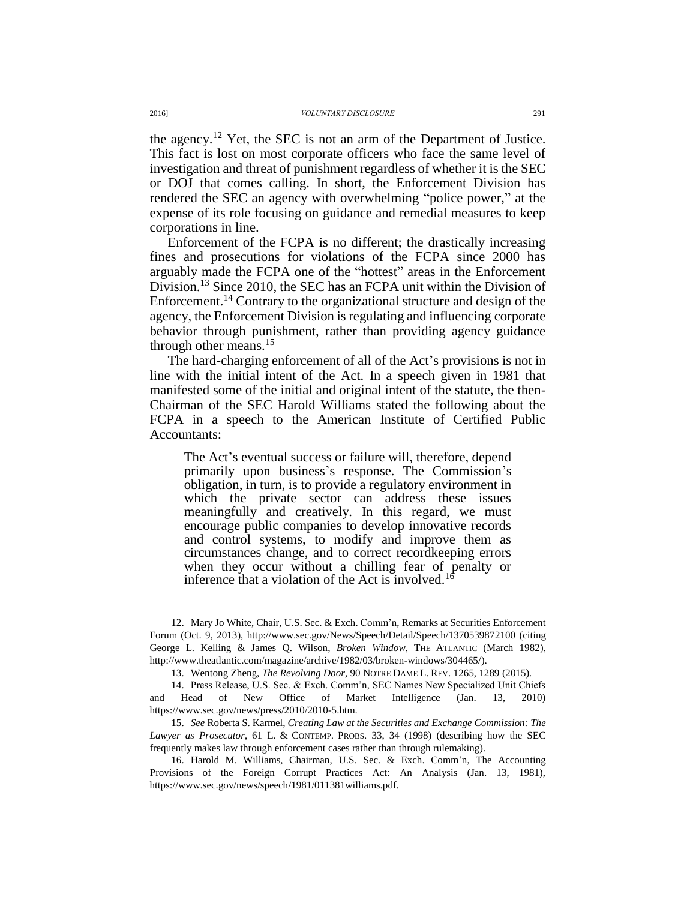the agency.[12] Yet, the SEC is not an arm of the Department of Justice. This fact is lost on most corporate officers who face the same level of investigation and threat of punishment regardless of whether it is the SEC or DOJ that comes calling. In short, the Enforcement Division has rendered the SEC an agency with overwhelming "police power," at the expense of its role focusing on guidance and remedial measures to keep corporations in line.

Enforcement of the FCPA is no different; the drastically increasing fines and prosecutions for violations of the FCPA since 2000 has arguably made the FCPA one of the "hottest" areas in the Enforcement Division.[13] Since 2010, the SEC has an FCPA unit within the Division of Enforcement.[14] Contrary to the organizational structure and design of the agency, the Enforcement Division is regulating and influencing corporate behavior through punishment, rather than providing agency guidance through other means.[15]

The hard-charging enforcement of all of the Act's provisions is not in line with the initial intent of the Act. In a speech given in 1981 that manifested some of the initial and original intent of the statute, the then-Chairman of the SEC Harold Williams stated the following about the FCPA in a speech to the American Institute of Certified Public Accountants:

> The Act's eventual success or failure will, therefore, depend primarily upon business's response. The Commission's obligation, in turn, is to provide a regulatory environment in which the private sector can address these issues meaningfully and creatively. In this regard, we must encourage public companies to develop innovative records and control systems, to modify and improve them as circumstances change, and to correct recordkeeping errors when they occur without a chilling fear of penalty or inference that a violation of the Act is involved.[16]

---

12. Mary Jo White, Chair, U.S. Sec. & Exch. Comm'n, Remarks at Securities Enforcement Forum (Oct. 9, 2013), http://www.sec.gov/News/Speech/Detail/Speech/1370539872100 (citing George L. Kelling & James Q. Wilson, *Broken Window*, THE ATLANTIC (March 1982), http://www.theatlantic.com/magazine/archive/1982/03/broken-windows/304465/).

13. Wentong Zheng, *The Revolving Door*, 90 NOTRE DAME L. REV. 1265, 1289 (2015).

14. Press Release, U.S. Sec. & Exch. Comm'n, SEC Names New Specialized Unit Chiefs and Head of New Office of Market Intelligence (Jan. 13, 2010) https://www.sec.gov/news/press/2010/2010-5.htm.

15. *See* Roberta S. Karmel, *Creating Law at the Securities and Exchange Commission: The Lawyer as Prosecutor*, 61 L. & CONTEMP. PROBS. 33, 34 (1998) (describing how the SEC frequently makes law through enforcement cases rather than through rulemaking).

16. Harold M. Williams, Chairman, U.S. Sec. & Exch. Comm'n, The Accounting Provisions of the Foreign Corrupt Practices Act: An Analysis (Jan. 13, 1981), https://www.sec.gov/news/speech/1981/011381williams.pdf.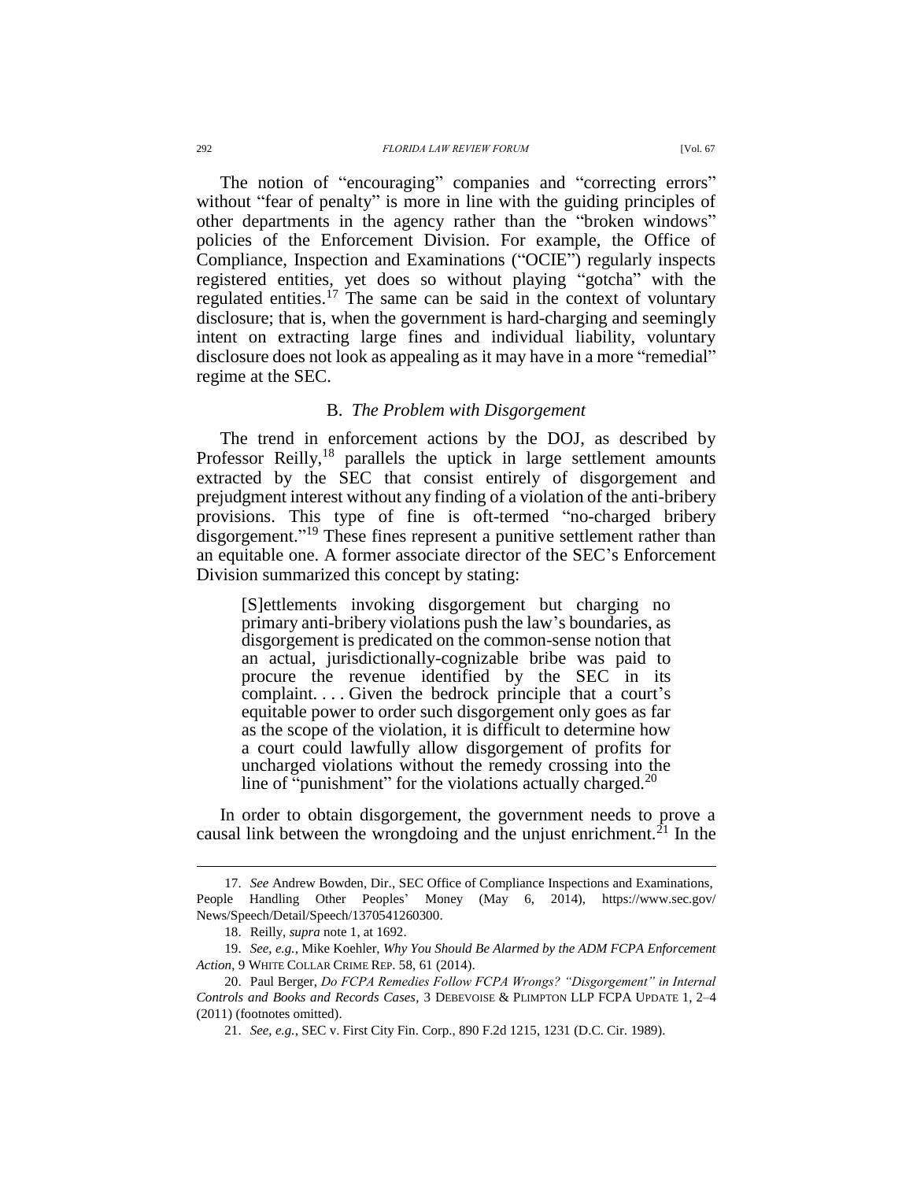The notion of "encouraging" companies and "correcting errors" without "fear of penalty" is more in line with the guiding principles of other departments in the agency rather than the "broken windows" policies of the Enforcement Division. For example, the Office of Compliance, Inspection and Examinations ("OCIE") regularly inspects registered entities, yet does so without playing "gotcha" with the regulated entities.[17] The same can be said in the context of voluntary disclosure; that is, when the government is hard-charging and seemingly intent on extracting large fines and individual liability, voluntary disclosure does not look as appealing as it may have in a more "remedial" regime at the SEC.

### B. *The Problem with Disgorgement*

The trend in enforcement actions by the DOJ, as described by Professor Reilly,[18] parallels the uptick in large settlement amounts extracted by the SEC that consist entirely of disgorgement and prejudgment interest without any finding of a violation of the anti-bribery provisions. This type of fine is oft-termed "no-charged bribery disgorgement."[19] These fines represent a punitive settlement rather than an equitable one. A former associate director of the SEC's Enforcement Division summarized this concept by stating:

> [S]ettlements invoking disgorgement but charging no primary anti-bribery violations push the law's boundaries, as disgorgement is predicated on the common-sense notion that an actual, jurisdictionally-cognizable bribe was paid to procure the revenue identified by the SEC in its complaint. . . . Given the bedrock principle that a court's equitable power to order such disgorgement only goes as far as the scope of the violation, it is difficult to determine how a court could lawfully allow disgorgement of profits for uncharged violations without the remedy crossing into the line of "punishment" for the violations actually charged.[20]

In order to obtain disgorgement, the government needs to prove a causal link between the wrongdoing and the unjust enrichment.[21] In the

---

17. *See* Andrew Bowden, Dir., SEC Office of Compliance Inspections and Examinations, People Handling Other Peoples' Money (May 6, 2014), https://www.sec.gov/News/Speech/Detail/Speech/1370541260300.

18. Reilly, *supra* note 1, at 1692.

19. *See, e.g.*, Mike Koehler, *Why You Should Be Alarmed by the ADM FCPA Enforcement Action*, 9 WHITE COLLAR CRIME REP. 58, 61 (2014).

20. Paul Berger, *Do FCPA Remedies Follow FCPA Wrongs? "Disgorgement" in Internal Controls and Books and Records Cases*, 3 DEBEVOISE & PLIMPTON LLP FCPA UPDATE 1, 2–4 (2011) (footnotes omitted).

21. *See, e.g.*, SEC v. First City Fin. Corp., 890 F.2d 1215, 1231 (D.C. Cir. 1989).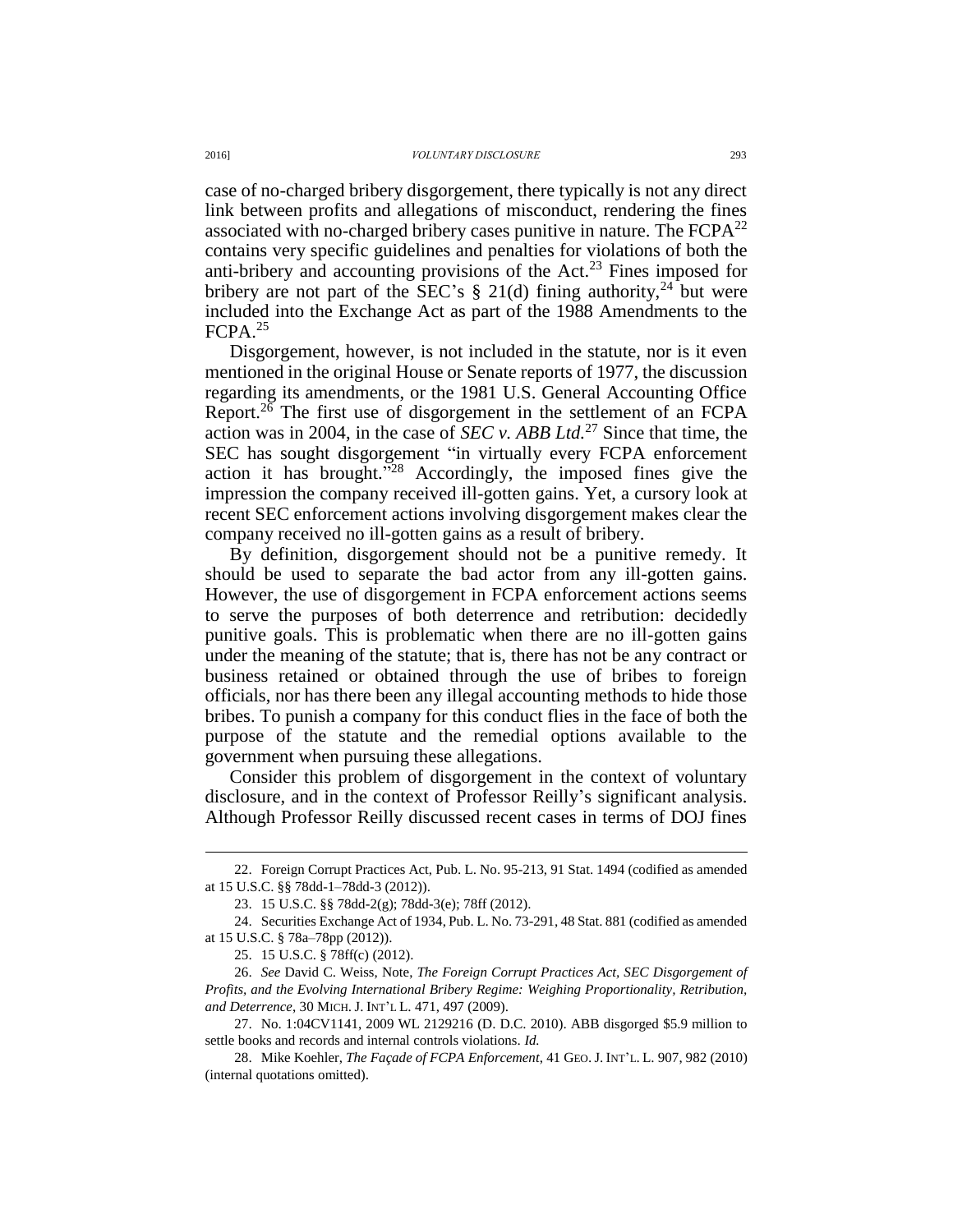case of no-charged bribery disgorgement, there typically is not any direct link between profits and allegations of misconduct, rendering the fines associated with no-charged bribery cases punitive in nature. The FCPA[22] contains very specific guidelines and penalties for violations of both the anti-bribery and accounting provisions of the Act.[23] Fines imposed for bribery are not part of the SEC's § 21(d) fining authority,[24] but were included into the Exchange Act as part of the 1988 Amendments to the FCPA.[25]

Disgorgement, however, is not included in the statute, nor is it even mentioned in the original House or Senate reports of 1977, the discussion regarding its amendments, or the 1981 U.S. General Accounting Office Report.[26] The first use of disgorgement in the settlement of an FCPA action was in 2004, in the case of *SEC v. ABB Ltd.*[27] Since that time, the SEC has sought disgorgement "in virtually every FCPA enforcement action it has brought."[28] Accordingly, the imposed fines give the impression the company received ill-gotten gains. Yet, a cursory look at recent SEC enforcement actions involving disgorgement makes clear the company received no ill-gotten gains as a result of bribery.

By definition, disgorgement should not be a punitive remedy. It should be used to separate the bad actor from any ill-gotten gains. However, the use of disgorgement in FCPA enforcement actions seems to serve the purposes of both deterrence and retribution: decidedly punitive goals. This is problematic when there are no ill-gotten gains under the meaning of the statute; that is, there has not be any contract or business retained or obtained through the use of bribes to foreign officials, nor has there been any illegal accounting methods to hide those bribes. To punish a company for this conduct flies in the face of both the purpose of the statute and the remedial options available to the government when pursuing these allegations.

Consider this problem of disgorgement in the context of voluntary disclosure, and in the context of Professor Reilly's significant analysis. Although Professor Reilly discussed recent cases in terms of DOJ fines

---

22. Foreign Corrupt Practices Act, Pub. L. No. 95-213, 91 Stat. 1494 (codified as amended at 15 U.S.C. §§ 78dd-1–78dd-3 (2012)).

23. 15 U.S.C. §§ 78dd-2(g); 78dd-3(e); 78ff (2012).

24. Securities Exchange Act of 1934, Pub. L. No. 73-291, 48 Stat. 881 (codified as amended at 15 U.S.C. § 78a–78pp (2012)).

25. 15 U.S.C. § 78ff(c) (2012).

26. *See* David C. Weiss, Note, *The Foreign Corrupt Practices Act, SEC Disgorgement of Profits, and the Evolving International Bribery Regime: Weighing Proportionality, Retribution, and Deterrence*, 30 MICH. J. INT'L L. 471, 497 (2009).

27. No. 1:04CV1141, 2009 WL 2129216 (D. D.C. 2010). ABB disgorged $5.9 million to settle books and records and internal controls violations. *Id.*

28. Mike Koehler, *The Façade of FCPA Enforcement*, 41 GEO. J. INT'L. L. 907, 982 (2010) (internal quotations omitted).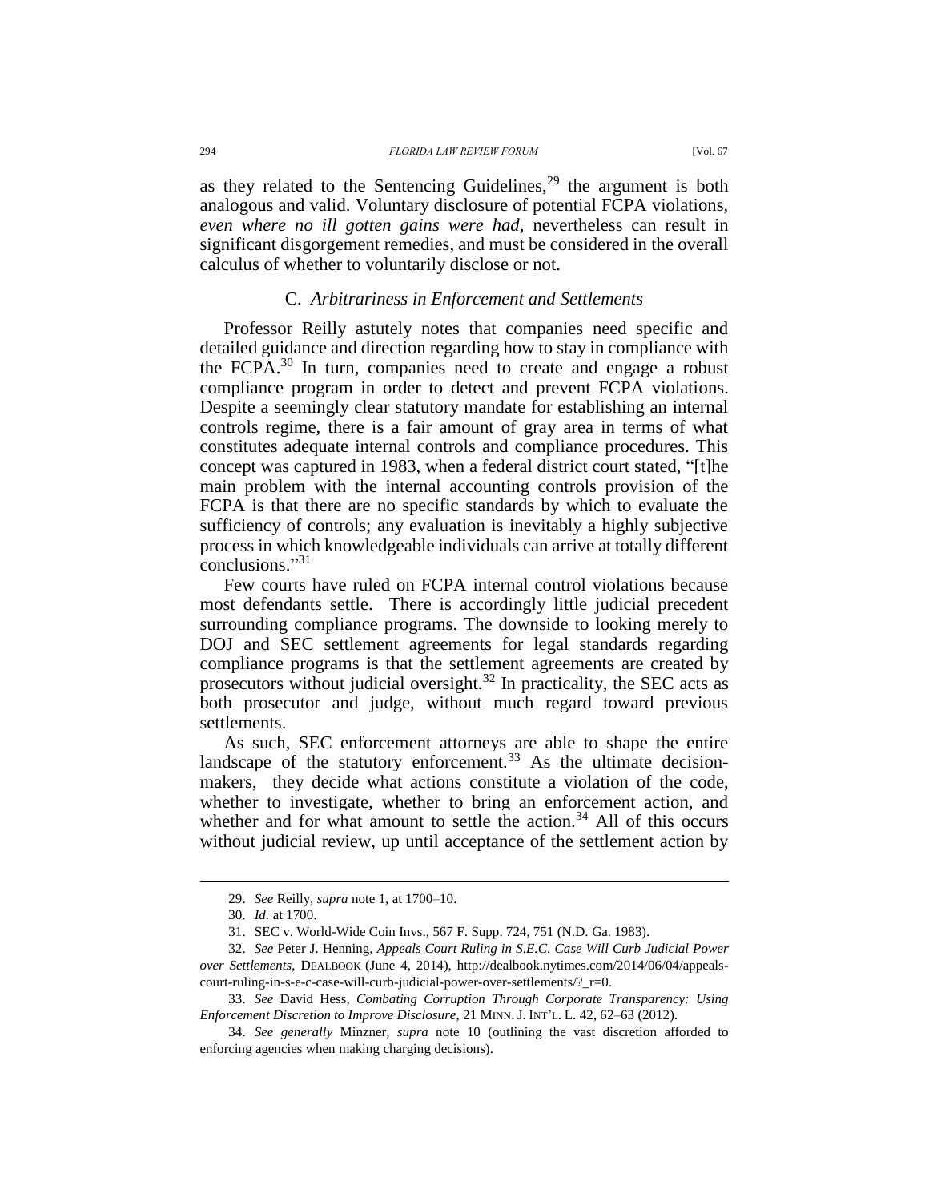as they related to the Sentencing Guidelines,[29] the argument is both analogous and valid. Voluntary disclosure of potential FCPA violations, *even where no ill gotten gains were had*, nevertheless can result in significant disgorgement remedies, and must be considered in the overall calculus of whether to voluntarily disclose or not.

### C. *Arbitrariness in Enforcement and Settlements*

Professor Reilly astutely notes that companies need specific and detailed guidance and direction regarding how to stay in compliance with the FCPA.[30] In turn, companies need to create and engage a robust compliance program in order to detect and prevent FCPA violations. Despite a seemingly clear statutory mandate for establishing an internal controls regime, there is a fair amount of gray area in terms of what constitutes adequate internal controls and compliance procedures. This concept was captured in 1983, when a federal district court stated, "[t]he main problem with the internal accounting controls provision of the FCPA is that there are no specific standards by which to evaluate the sufficiency of controls; any evaluation is inevitably a highly subjective process in which knowledgeable individuals can arrive at totally different conclusions."[31]

Few courts have ruled on FCPA internal control violations because most defendants settle. There is accordingly little judicial precedent surrounding compliance programs. The downside to looking merely to DOJ and SEC settlement agreements for legal standards regarding compliance programs is that the settlement agreements are created by prosecutors without judicial oversight.[32] In practicality, the SEC acts as both prosecutor and judge, without much regard toward previous settlements.

As such, SEC enforcement attorneys are able to shape the entire landscape of the statutory enforcement.[33] As the ultimate decision-makers, they decide what actions constitute a violation of the code, whether to investigate, whether to bring an enforcement action, and whether and for what amount to settle the action.[34] All of this occurs without judicial review, up until acceptance of the settlement action by

---

29. *See* Reilly, *supra* note 1, at 1700–10.

30. *Id.* at 1700.

31. SEC v. World-Wide Coin Invs., 567 F. Supp. 724, 751 (N.D. Ga. 1983).

32. *See* Peter J. Henning, *Appeals Court Ruling in S.E.C. Case Will Curb Judicial Power over Settlements*, DEALBOOK (June 4, 2014), http://dealbook.nytimes.com/2014/06/04/appeals-court-ruling-in-s-e-c-case-will-curb-judicial-power-over-settlements/?_r=0.

33. *See* David Hess, *Combating Corruption Through Corporate Transparency: Using Enforcement Discretion to Improve Disclosure*, 21 MINN. J. INT'L. L. 42, 62–63 (2012).

34. *See generally* Minzner, *supra* note 10 (outlining the vast discretion afforded to enforcing agencies when making charging decisions).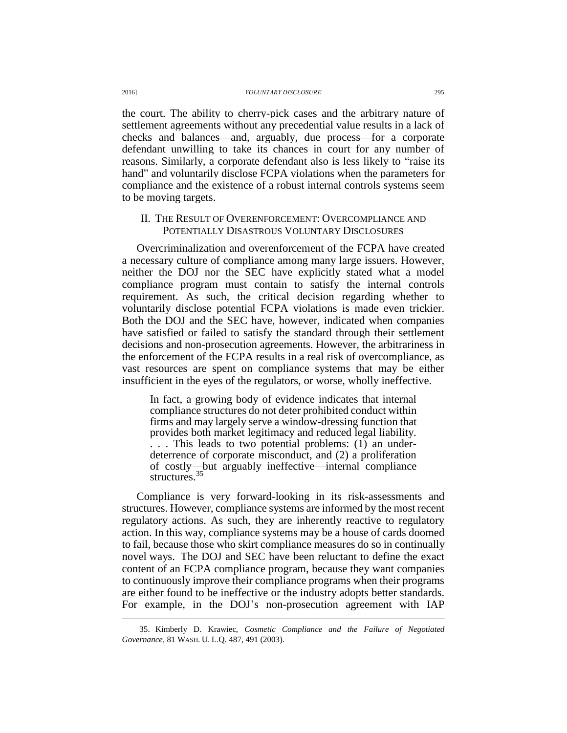the court. The ability to cherry-pick cases and the arbitrary nature of settlement agreements without any precedential value results in a lack of checks and balances—and, arguably, due process—for a corporate defendant unwilling to take its chances in court for any number of reasons. Similarly, a corporate defendant also is less likely to "raise its hand" and voluntarily disclose FCPA violations when the parameters for compliance and the existence of a robust internal controls systems seem to be moving targets.

## II. THE RESULT OF OVERENFORCEMENT: OVERCOMPLIANCE AND POTENTIALLY DISASTROUS VOLUNTARY DISCLOSURES

Overcriminalization and overenforcement of the FCPA have created a necessary culture of compliance among many large issuers. However, neither the DOJ nor the SEC have explicitly stated what a model compliance program must contain to satisfy the internal controls requirement. As such, the critical decision regarding whether to voluntarily disclose potential FCPA violations is made even trickier. Both the DOJ and the SEC have, however, indicated when companies have satisfied or failed to satisfy the standard through their settlement decisions and non-prosecution agreements. However, the arbitrariness in the enforcement of the FCPA results in a real risk of overcompliance, as vast resources are spent on compliance systems that may be either insufficient in the eyes of the regulators, or worse, wholly ineffective.

> In fact, a growing body of evidence indicates that internal compliance structures do not deter prohibited conduct within firms and may largely serve a window-dressing function that provides both market legitimacy and reduced legal liability. . . . This leads to two potential problems: (1) an under-deterrence of corporate misconduct, and (2) a proliferation of costly—but arguably ineffective—internal compliance structures.[35]

Compliance is very forward-looking in its risk-assessments and structures. However, compliance systems are informed by the most recent regulatory actions. As such, they are inherently reactive to regulatory action. In this way, compliance systems may be a house of cards doomed to fail, because those who skirt compliance measures do so in continually novel ways. The DOJ and SEC have been reluctant to define the exact content of an FCPA compliance program, because they want companies to continuously improve their compliance programs when their programs are either found to be ineffective or the industry adopts better standards. For example, in the DOJ's non-prosecution agreement with IAP

---

35. Kimberly D. Krawiec, *Cosmetic Compliance and the Failure of Negotiated Governance*, 81 WASH. U. L.Q. 487, 491 (2003).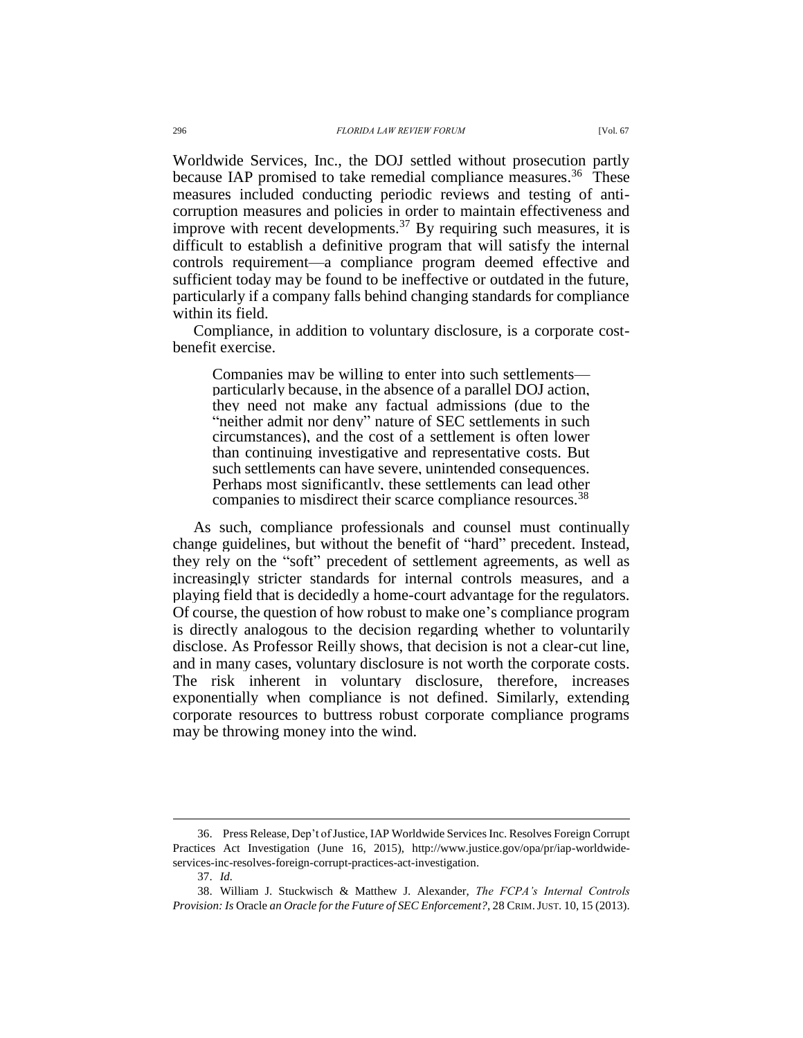Worldwide Services, Inc., the DOJ settled without prosecution partly because IAP promised to take remedial compliance measures.[36] These measures included conducting periodic reviews and testing of anti-corruption measures and policies in order to maintain effectiveness and improve with recent developments.[37] By requiring such measures, it is difficult to establish a definitive program that will satisfy the internal controls requirement—a compliance program deemed effective and sufficient today may be found to be ineffective or outdated in the future, particularly if a company falls behind changing standards for compliance within its field.

Compliance, in addition to voluntary disclosure, is a corporate cost-benefit exercise.

> Companies may be willing to enter into such settlements—particularly because, in the absence of a parallel DOJ action, they need not make any factual admissions (due to the "neither admit nor deny" nature of SEC settlements in such circumstances), and the cost of a settlement is often lower than continuing investigative and representative costs. But such settlements can have severe, unintended consequences. Perhaps most significantly, these settlements can lead other companies to misdirect their scarce compliance resources.[38]

As such, compliance professionals and counsel must continually change guidelines, but without the benefit of "hard" precedent. Instead, they rely on the "soft" precedent of settlement agreements, as well as increasingly stricter standards for internal controls measures, and a playing field that is decidedly a home-court advantage for the regulators. Of course, the question of how robust to make one's compliance program is directly analogous to the decision regarding whether to voluntarily disclose. As Professor Reilly shows, that decision is not a clear-cut line, and in many cases, voluntary disclosure is not worth the corporate costs. The risk inherent in voluntary disclosure, therefore, increases exponentially when compliance is not defined. Similarly, extending corporate resources to buttress robust corporate compliance programs may be throwing money into the wind.

---

36. Press Release, Dep't of Justice, IAP Worldwide Services Inc. Resolves Foreign Corrupt Practices Act Investigation (June 16, 2015), http://www.justice.gov/opa/pr/iap-worldwide-services-inc-resolves-foreign-corrupt-practices-act-investigation.

37. *Id.*

38. William J. Stuckwisch & Matthew J. Alexander, *The FCPA's Internal Controls Provision: Is* Oracle *an Oracle for the Future of SEC Enforcement?*, 28 CRIM. JUST. 10, 15 (2013).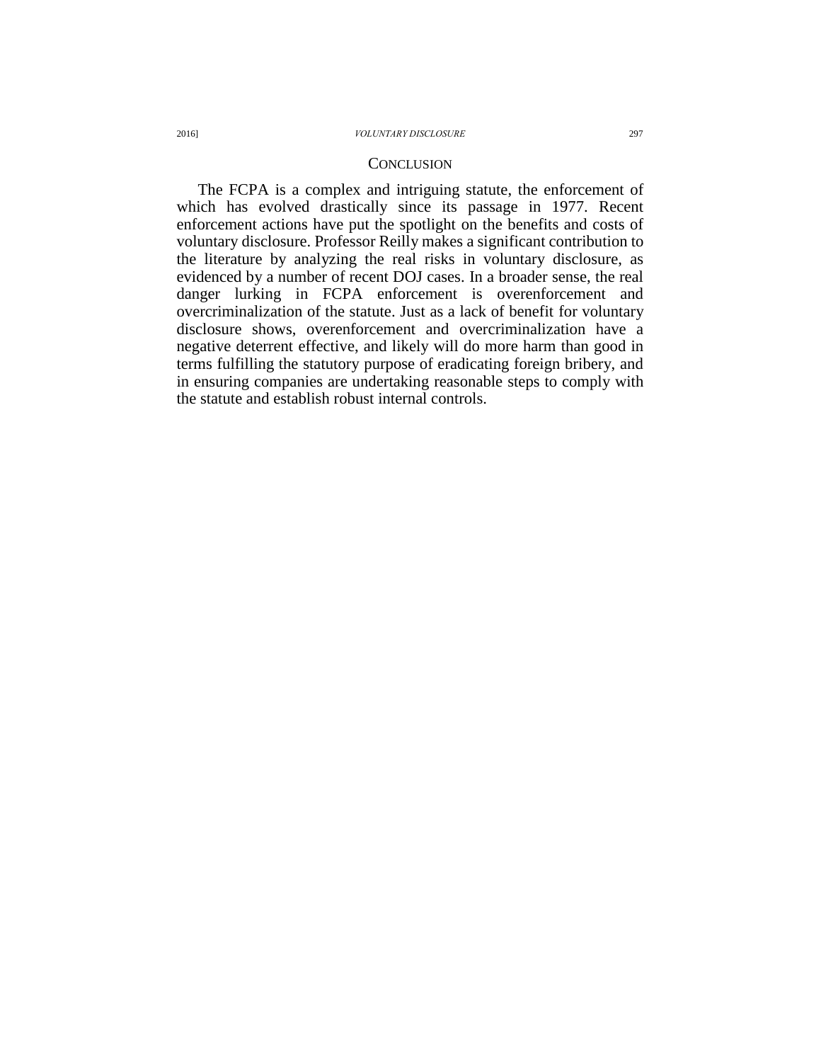## CONCLUSION

The FCPA is a complex and intriguing statute, the enforcement of which has evolved drastically since its passage in 1977. Recent enforcement actions have put the spotlight on the benefits and costs of voluntary disclosure. Professor Reilly makes a significant contribution to the literature by analyzing the real risks in voluntary disclosure, as evidenced by a number of recent DOJ cases. In a broader sense, the real danger lurking in FCPA enforcement is overenforcement and overcriminalization of the statute. Just as a lack of benefit for voluntary disclosure shows, overenforcement and overcriminalization have a negative deterrent effective, and likely will do more harm than good in terms fulfilling the statutory purpose of eradicating foreign bribery, and in ensuring companies are undertaking reasonable steps to comply with the statute and establish robust internal controls.